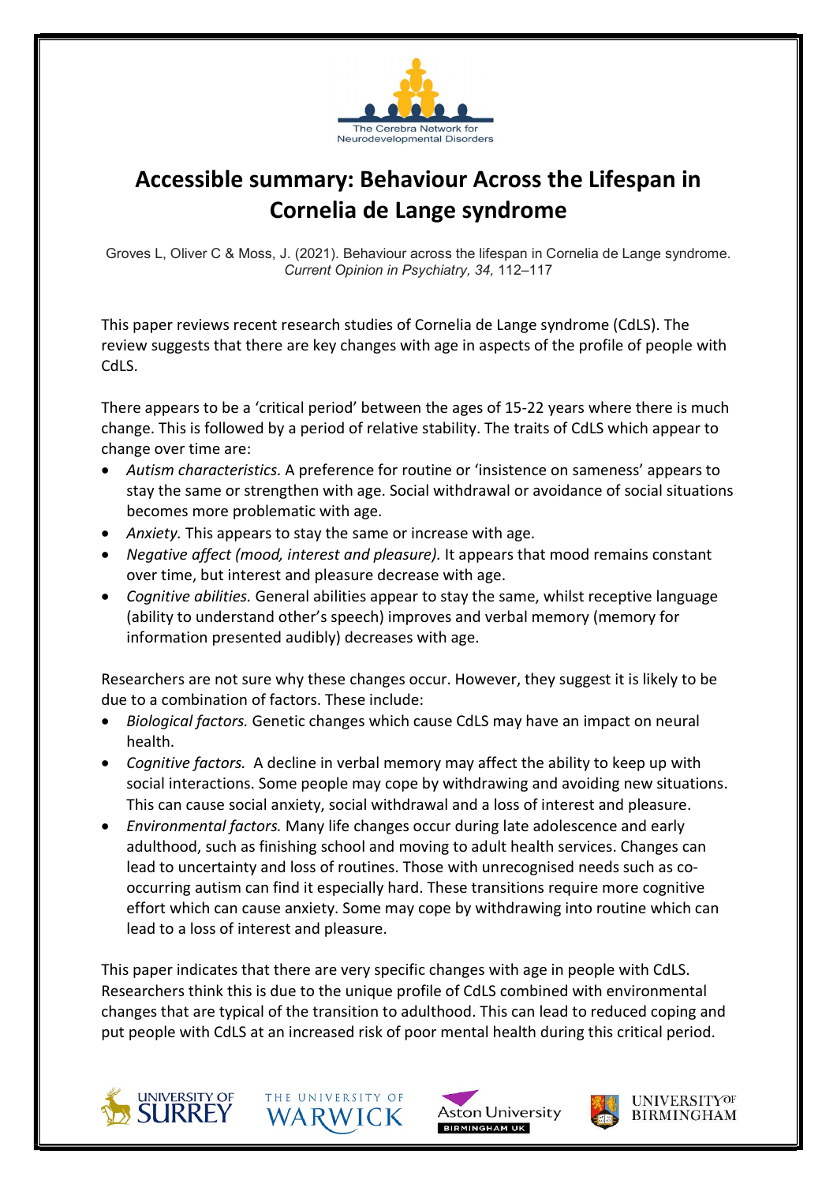The Cerebra Network for Neurodevelopmental Disorders

# Accessible summary: Behaviour Across the Lifespan in Cornelia de Lange syndrome

Groves L, Oliver C & Moss, J. (2021). Behaviour across the lifespan in Cornelia de Lange syndrome. *Current Opinion in Psychiatry, 34,* 112–117

This paper reviews recent research studies of Cornelia de Lange syndrome (CdLS). The review suggests that there are key changes with age in aspects of the profile of people with CdLS.

There appears to be a 'critical period' between the ages of 15-22 years where there is much change. This is followed by a period of relative stability. The traits of CdLS which appear to change over time are:

- *Autism characteristics.* A preference for routine or 'insistence on sameness' appears to stay the same or strengthen with age. Social withdrawal or avoidance of social situations becomes more problematic with age.
- *Anxiety.* This appears to stay the same or increase with age.
- *Negative affect (mood, interest and pleasure).* It appears that mood remains constant over time, but interest and pleasure decrease with age.
- *Cognitive abilities.* General abilities appear to stay the same, whilst receptive language (ability to understand other's speech) improves and verbal memory (memory for information presented audibly) decreases with age.

Researchers are not sure why these changes occur. However, they suggest it is likely to be due to a combination of factors. These include:

- *Biological factors.* Genetic changes which cause CdLS may have an impact on neural health.
- *Cognitive factors.* A decline in verbal memory may affect the ability to keep up with social interactions. Some people may cope by withdrawing and avoiding new situations. This can cause social anxiety, social withdrawal and a loss of interest and pleasure.
- *Environmental factors.* Many life changes occur during late adolescence and early adulthood, such as finishing school and moving to adult health services. Changes can lead to uncertainty and loss of routines. Those with unrecognised needs such as co-occurring autism can find it especially hard. These transitions require more cognitive effort which can cause anxiety. Some may cope by withdrawing into routine which can lead to a loss of interest and pleasure.

This paper indicates that there are very specific changes with age in people with CdLS. Researchers think this is due to the unique profile of CdLS combined with environmental changes that are typical of the transition to adulthood. This can lead to reduced coping and put people with CdLS at an increased risk of poor mental health during this critical period.

University of Surrey | The University of Warwick | Aston University Birmingham UK | University of Birmingham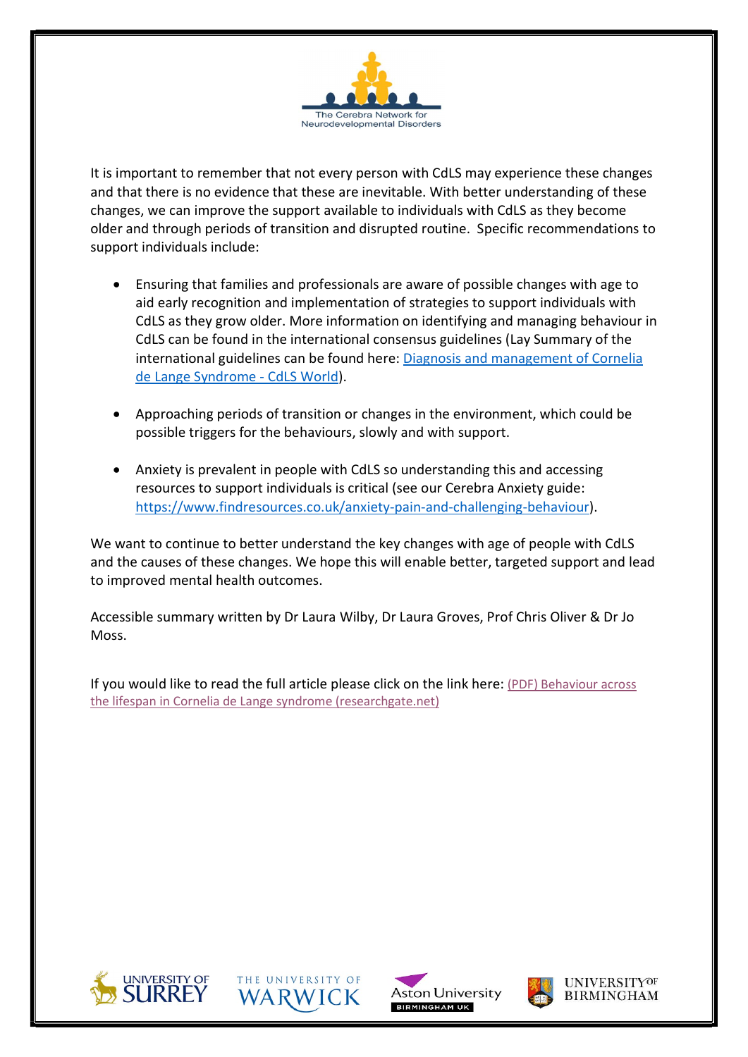It is important to remember that not every person with CdLS may experience these changes and that there is no evidence that these are inevitable. With better understanding of these changes, we can improve the support available to individuals with CdLS as they become older and through periods of transition and disrupted routine. Specific recommendations to support individuals include:

- Ensuring that families and professionals are aware of possible changes with age to aid early recognition and implementation of strategies to support individuals with CdLS as they grow older. More information on identifying and managing behaviour in CdLS can be found in the international consensus guidelines (Lay Summary of the international guidelines can be found here: [Diagnosis and management of Cornelia de Lange Syndrome - CdLS World](#)).

- Approaching periods of transition or changes in the environment, which could be possible triggers for the behaviours, slowly and with support.

- Anxiety is prevalent in people with CdLS so understanding this and accessing resources to support individuals is critical (see our Cerebra Anxiety guide: [https://www.findresources.co.uk/anxiety-pain-and-challenging-behaviour](https://www.findresources.co.uk/anxiety-pain-and-challenging-behaviour)).

We want to continue to better understand the key changes with age of people with CdLS and the causes of these changes. We hope this will enable better, targeted support and lead to improved mental health outcomes.

Accessible summary written by Dr Laura Wilby, Dr Laura Groves, Prof Chris Oliver & Dr Jo Moss.

If you would like to read the full article please click on the link here: [(PDF) Behaviour across the lifespan in Cornelia de Lange syndrome (researchgate.net)](#)